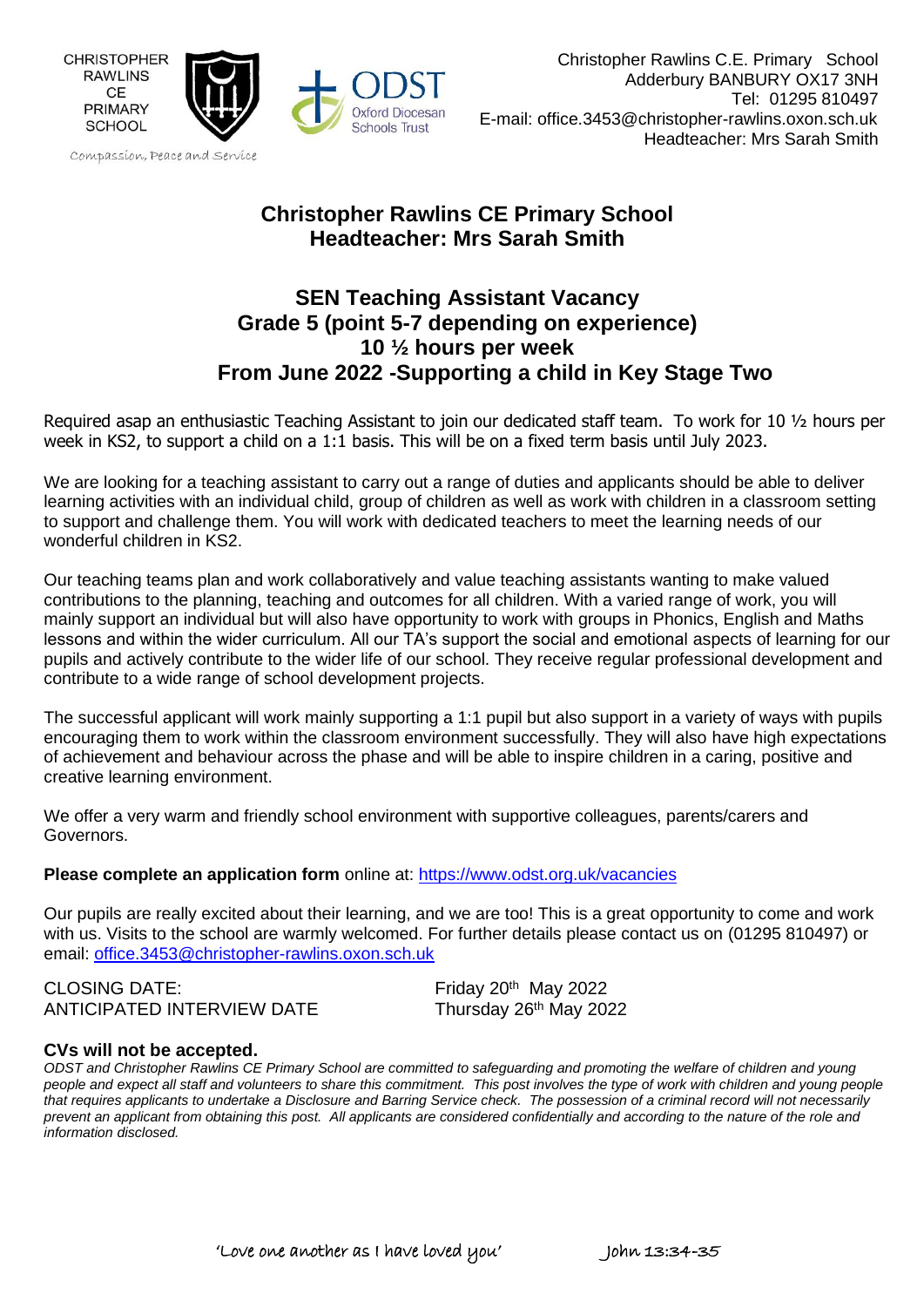CHRISTOPHER RAWLINS CE PRIMARY SCHOOL

Compassion, Peace and Service

ODST Oxford Diocesan Schools Trust

Christopher Rawlins C.E. Primary School
Adderbury BANBURY OX17 3NH
Tel: 01295 810497
E-mail: office.3453@christopher-rawlins.oxon.sch.uk
Headteacher: Mrs Sarah Smith

## Christopher Rawlins CE Primary School
## Headteacher: Mrs Sarah Smith

## SEN Teaching Assistant Vacancy
## Grade 5 (point 5-7 depending on experience)
## 10 ½ hours per week
## From June 2022 -Supporting a child in Key Stage Two

Required asap an enthusiastic Teaching Assistant to join our dedicated staff team. To work for 10 ½ hours per week in KS2, to support a child on a 1:1 basis. This will be on a fixed term basis until July 2023.

We are looking for a teaching assistant to carry out a range of duties and applicants should be able to deliver learning activities with an individual child, group of children as well as work with children in a classroom setting to support and challenge them. You will work with dedicated teachers to meet the learning needs of our wonderful children in KS2.

Our teaching teams plan and work collaboratively and value teaching assistants wanting to make valued contributions to the planning, teaching and outcomes for all children. With a varied range of work, you will mainly support an individual but will also have opportunity to work with groups in Phonics, English and Maths lessons and within the wider curriculum. All our TA's support the social and emotional aspects of learning for our pupils and actively contribute to the wider life of our school. They receive regular professional development and contribute to a wide range of school development projects.

The successful applicant will work mainly supporting a 1:1 pupil but also support in a variety of ways with pupils encouraging them to work within the classroom environment successfully. They will also have high expectations of achievement and behaviour across the phase and will be able to inspire children in a caring, positive and creative learning environment.

We offer a very warm and friendly school environment with supportive colleagues, parents/carers and Governors.

**Please complete an application form** online at: https://www.odst.org.uk/vacancies

Our pupils are really excited about their learning, and we are too! This is a great opportunity to come and work with us. Visits to the school are warmly welcomed. For further details please contact us on (01295 810497) or email: office.3453@christopher-rawlins.oxon.sch.uk

CLOSING DATE: Friday 20th May 2022
ANTICIPATED INTERVIEW DATE Thursday 26th May 2022

**CVs will not be accepted.**

*ODST and Christopher Rawlins CE Primary School are committed to safeguarding and promoting the welfare of children and young people and expect all staff and volunteers to share this commitment. This post involves the type of work with children and young people that requires applicants to undertake a Disclosure and Barring Service check. The possession of a criminal record will not necessarily prevent an applicant from obtaining this post. All applicants are considered confidentially and according to the nature of the role and information disclosed.*

'Love one another as I have loved you' John 13:34-35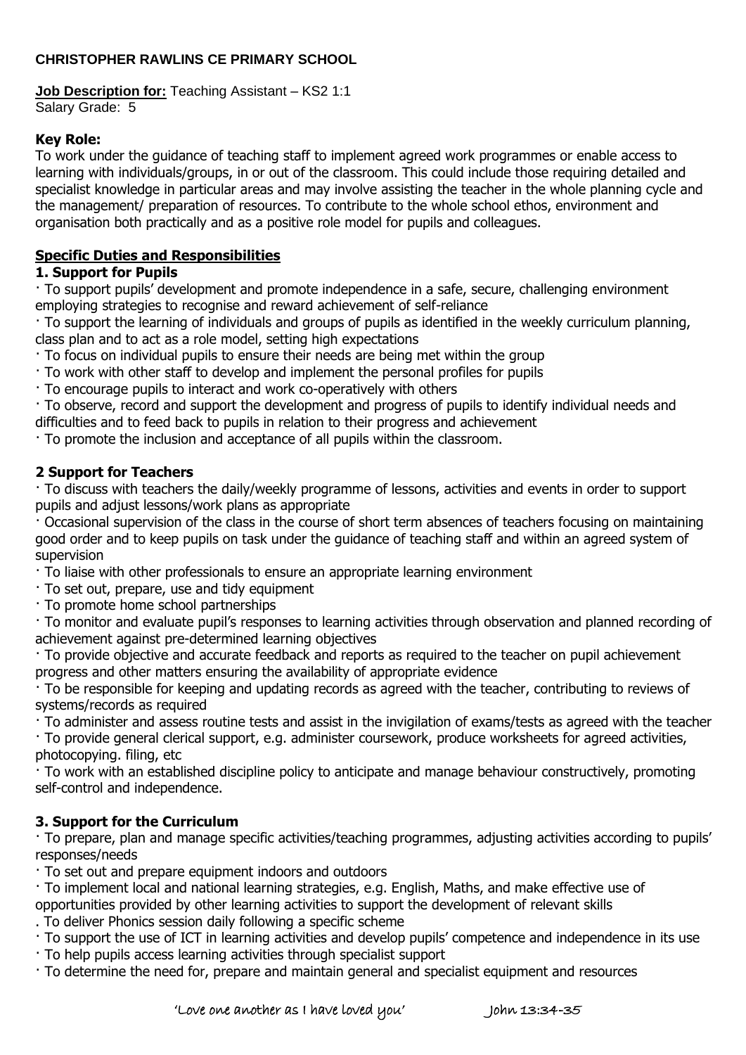**CHRISTOPHER RAWLINS CE PRIMARY SCHOOL**

**Job Description for:** Teaching Assistant – KS2 1:1
Salary Grade: 5

**Key Role:**
To work under the guidance of teaching staff to implement agreed work programmes or enable access to learning with individuals/groups, in or out of the classroom. This could include those requiring detailed and specialist knowledge in particular areas and may involve assisting the teacher in the whole planning cycle and the management/ preparation of resources. To contribute to the whole school ethos, environment and organisation both practically and as a positive role model for pupils and colleagues.

## Specific Duties and Responsibilities

### 1. Support for Pupils

- To support pupils' development and promote independence in a safe, secure, challenging environment employing strategies to recognise and reward achievement of self-reliance
- To support the learning of individuals and groups of pupils as identified in the weekly curriculum planning, class plan and to act as a role model, setting high expectations
- To focus on individual pupils to ensure their needs are being met within the group
- To work with other staff to develop and implement the personal profiles for pupils
- To encourage pupils to interact and work co-operatively with others
- To observe, record and support the development and progress of pupils to identify individual needs and difficulties and to feed back to pupils in relation to their progress and achievement
- To promote the inclusion and acceptance of all pupils within the classroom.

### 2 Support for Teachers

- To discuss with teachers the daily/weekly programme of lessons, activities and events in order to support pupils and adjust lessons/work plans as appropriate
- Occasional supervision of the class in the course of short term absences of teachers focusing on maintaining good order and to keep pupils on task under the guidance of teaching staff and within an agreed system of supervision
- To liaise with other professionals to ensure an appropriate learning environment
- To set out, prepare, use and tidy equipment
- To promote home school partnerships
- To monitor and evaluate pupil's responses to learning activities through observation and planned recording of achievement against pre-determined learning objectives
- To provide objective and accurate feedback and reports as required to the teacher on pupil achievement progress and other matters ensuring the availability of appropriate evidence
- To be responsible for keeping and updating records as agreed with the teacher, contributing to reviews of systems/records as required
- To administer and assess routine tests and assist in the invigilation of exams/tests as agreed with the teacher
- To provide general clerical support, e.g. administer coursework, produce worksheets for agreed activities, photocopying. filing, etc
- To work with an established discipline policy to anticipate and manage behaviour constructively, promoting self-control and independence.

### 3. Support for the Curriculum

- To prepare, plan and manage specific activities/teaching programmes, adjusting activities according to pupils' responses/needs
- To set out and prepare equipment indoors and outdoors
- To implement local and national learning strategies, e.g. English, Maths, and make effective use of opportunities provided by other learning activities to support the development of relevant skills
- To deliver Phonics session daily following a specific scheme
- To support the use of ICT in learning activities and develop pupils' competence and independence in its use
- To help pupils access learning activities through specialist support
- To determine the need for, prepare and maintain general and specialist equipment and resources

'Love one another as I have loved you' John 13:34-35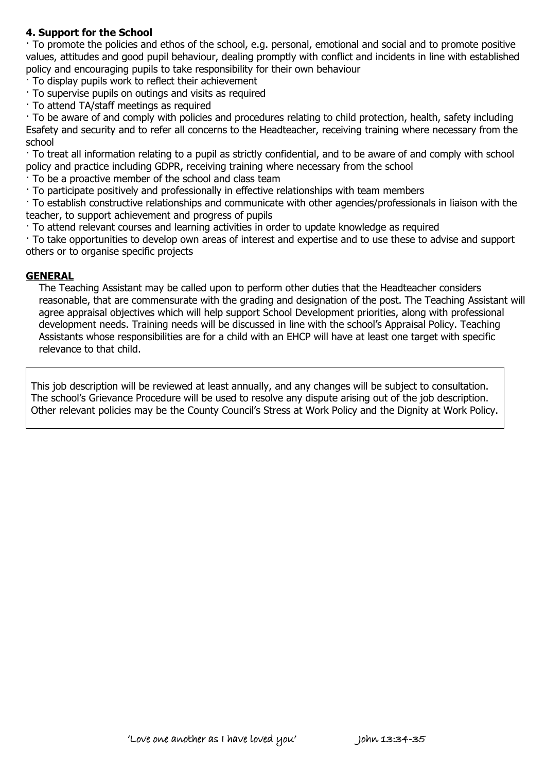**4. Support for the School**

- To promote the policies and ethos of the school, e.g. personal, emotional and social and to promote positive values, attitudes and good pupil behaviour, dealing promptly with conflict and incidents in line with established policy and encouraging pupils to take responsibility for their own behaviour
- To display pupils work to reflect their achievement
- To supervise pupils on outings and visits as required
- To attend TA/staff meetings as required
- To be aware of and comply with policies and procedures relating to child protection, health, safety including Esafety and security and to refer all concerns to the Headteacher, receiving training where necessary from the school
- To treat all information relating to a pupil as strictly confidential, and to be aware of and comply with school policy and practice including GDPR, receiving training where necessary from the school
- To be a proactive member of the school and class team
- To participate positively and professionally in effective relationships with team members
- To establish constructive relationships and communicate with other agencies/professionals in liaison with the teacher, to support achievement and progress of pupils
- To attend relevant courses and learning activities in order to update knowledge as required
- To take opportunities to develop own areas of interest and expertise and to use these to advise and support others or to organise specific projects

**GENERAL**

The Teaching Assistant may be called upon to perform other duties that the Headteacher considers reasonable, that are commensurate with the grading and designation of the post. The Teaching Assistant will agree appraisal objectives which will help support School Development priorities, along with professional development needs. Training needs will be discussed in line with the school's Appraisal Policy. Teaching Assistants whose responsibilities are for a child with an EHCP will have at least one target with specific relevance to that child.

This job description will be reviewed at least annually, and any changes will be subject to consultation. The school's Grievance Procedure will be used to resolve any dispute arising out of the job description. Other relevant policies may be the County Council's Stress at Work Policy and the Dignity at Work Policy.